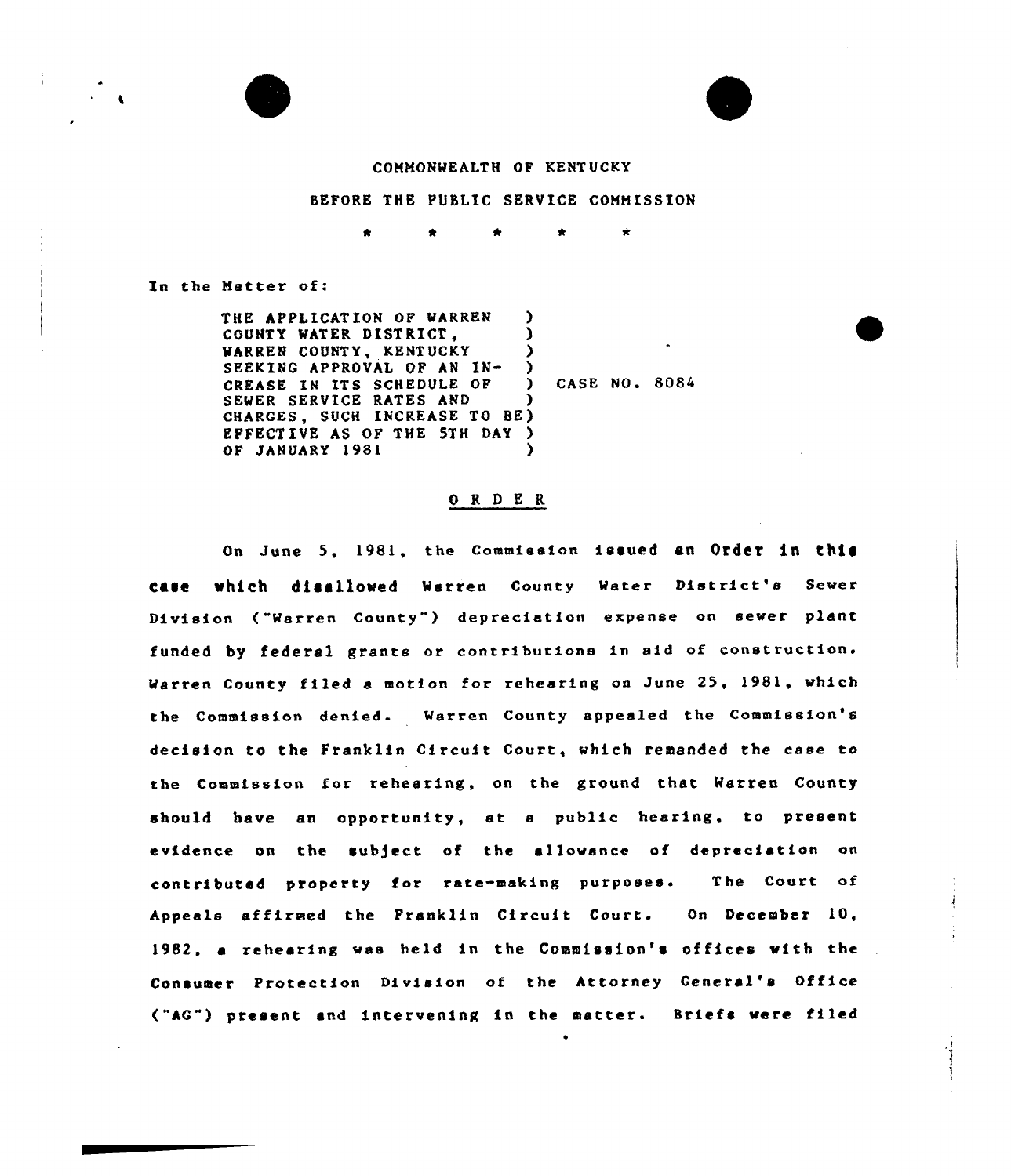COMMONWEALTH OF KENTUCKY

BEFORE THE PUBLIC SERVICE COMMISSION

\* \* \* \* \*

In the Matter of:

THE APPLICATION OF WARREN COUNTY WATER DISTRICT, WARREN COUNTY, KENTUCKY SEEKING APPROVAL OF AN INCREASE IN ITS SCHEDULE OF SEWER SERVICE RATES AND CHARGES, SUCH INCREASE TO BE EFFECTIVE AS OF THE 5TH DAY OF JANUARY 1981 ) CASE NO. 8084

O R D E R

On June 5, 1981, the Commission issued an Order in this case which disallowed Warren County Water District's Sewer Division ("Warren County") depreciation expense on sewer plant funded by federal grants or contributions in aid of construction. Warren County filed a motion for rehearing on June 25, 1981, which the Commission denied. Warren County appealed the Commission's decision to the Franklin Circuit Court, which remanded the case to the Commission for rehearing, on the ground that Warren County should have an opportunity, at a public hearing, to present evidence on the subject of the allowance of depreciation on contributed property for rate-making purposes. The Court of Appeals affirmed the Franklin Circuit Court. On December 10, 1982, a rehearing was held in the Commission's offices with the Consumer Protection Division of the Attorney General's Office ("AG") present and intervening in the matter. Briefs were filed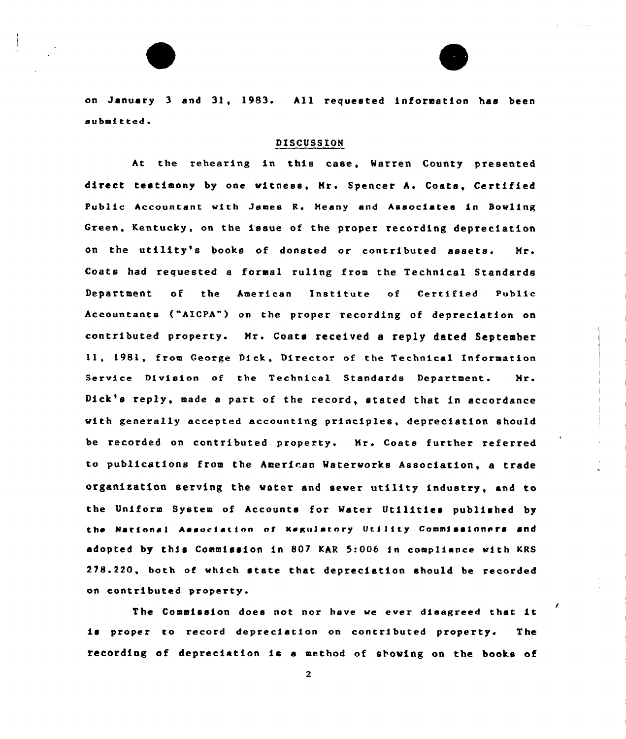on January 3 and 31, 1983. All requested information has been submitted.

## DISCUSSION

At the rehearing in this case, Warren County presented direct testimony by one witness, Mr. Spencer A. Coats, Certified Public Accountant with James R. Meany and Associates in Bowling Green, Kentucky, on the issue of the proper recording depreciation on the utility's books of donated or contributed assets. Mr. Coats had requested a formal ruling from the Technical Standards Department of the American Institute of Certified Public Accountants ("AICPA") on the proper recording of depreciation on contributed property. Mr. Coats received a reply dated September 11, 1981, from George Dick, Director of the Technical Information Service Division of the Technical Standards Department. Mr. Dick's reply, made a part of the record, stated that in accordance with generally accepted accounting principles, depreciation should be recorded on contributed property. Mr. Coats further referred to publications from the American Waterworks Association, a trade organization serving the water and sewer utility industry, and to the Uniform System of Accounts for Water Utilities published by the National Association of Regulatory Utility Commissioners and adopted by this Commission in 807 KAR 5:006 in compliance with KRS 278.220, both of which state that depreciation should be recorded on contributed property.

The Commission does not nor have we ever disagreed that it is proper to record depreciation on contributed property. The recording of depreciation is a method of showing on the books of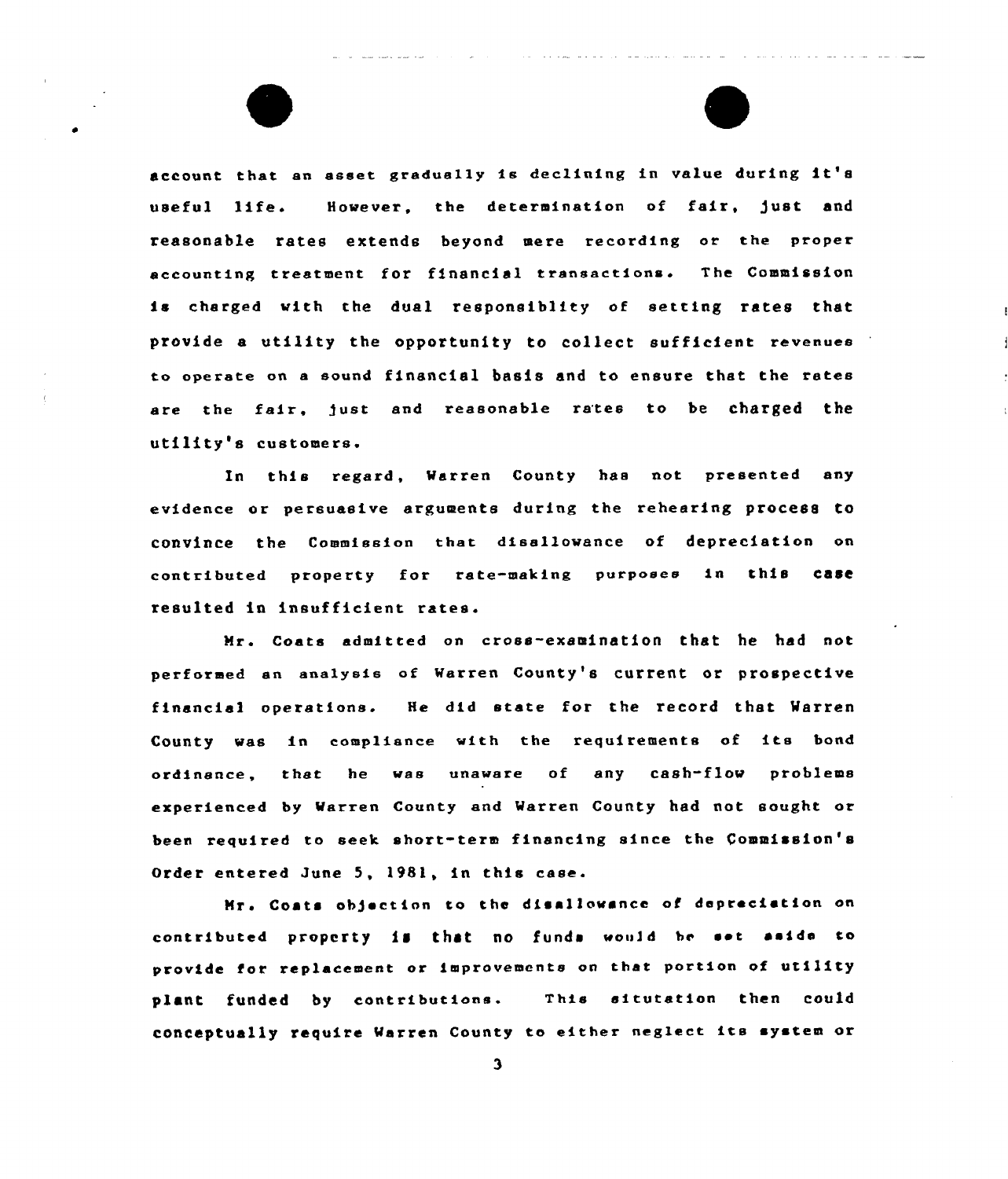account that an asset gradually is declining in value during it's useful life. However, the determination of fair, just and reasonable rates extends beyond mere recording or the proper accounting treatment for financial transactions. The Commission is charged with the dual responsiblity of setting rates that provide a utility the opportunity to collect sufficient revenues to operate on a sound financial basis and to ensure that the rates are the fair, just and reasonable rates to be charged the utility's customers.

In this regard, Warren County has not presented any evidence or persuasive arguments during the rehearing process to convince the Commission that disallowance of depreciation on contributed property for rate-making purposes in this case resulted in insufficient rates.

Mr. Coats admitted on cross-examination that he had not performed an analysis of Warren County's current or prospective financial operations. He did state for the record that Warren County was in compliance with the requirements of its bond ordinance, that he was unaware of any cash-flow problems experienced by Warren County and Warren County had not sought or been required to seek short-term financing since the Commission's Order entered June 5, 1981, in this case.

Mr. Coats objection to the disallowance of depreciation on contributed property is that no funds would be set aside to provide for replacement or improvements on that portion of utility plant funded by contributions. This situtation then could conceptually require Warren County to either neglect its system or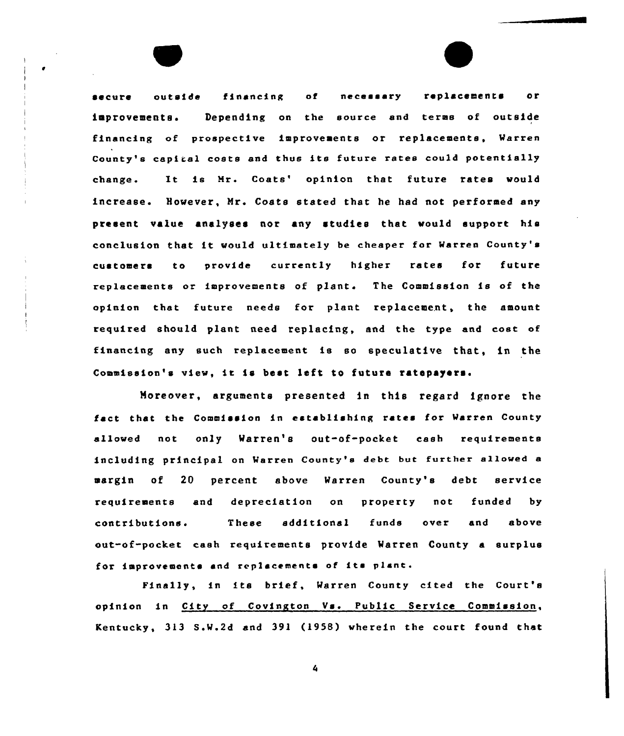secure outside financing of necessary replacements or improvements. Depending on the source and terms of outside financing of prospective improvements or replacements, Warren County's capital costs and thus its future rates could potentially change. It is Mr. Coats' opinion that future rates would increase. However, Mr. Coats stated that he had not performed any present value analyses nor any studies that would support his conclusion that it would ultimately be cheaper for Warren County's customers to provide currently higher rates for future replacements or improvements of plant. The Commission is of the opinion that future needs for plant replacement, the amount required should plant need replacing, and the type and cost of financing any such replacement is so speculative that, in the Commission's view, it is best left to future ratepayers.

Moreover, arguments presented in this regard ignore the fact that the Commission in establishing rates for Warren County allowed not only Warren's out-of-pocket cash requirements including principal on Warren County's debt but further allowed a margin of 20 percent above Warren County's debt service requirements and depreciation on property not funded by contributions. These additional funds over and above out-of-pocket cash requirements provide Warren County a surplus for improvements and replacements of its plant.

Finally, in its brief, Warren County cited the Court's opinion in City of Covington Vs. Public Service Commission, Kentucky, 313 S.W.2d and 391 (1958) wherein the court found that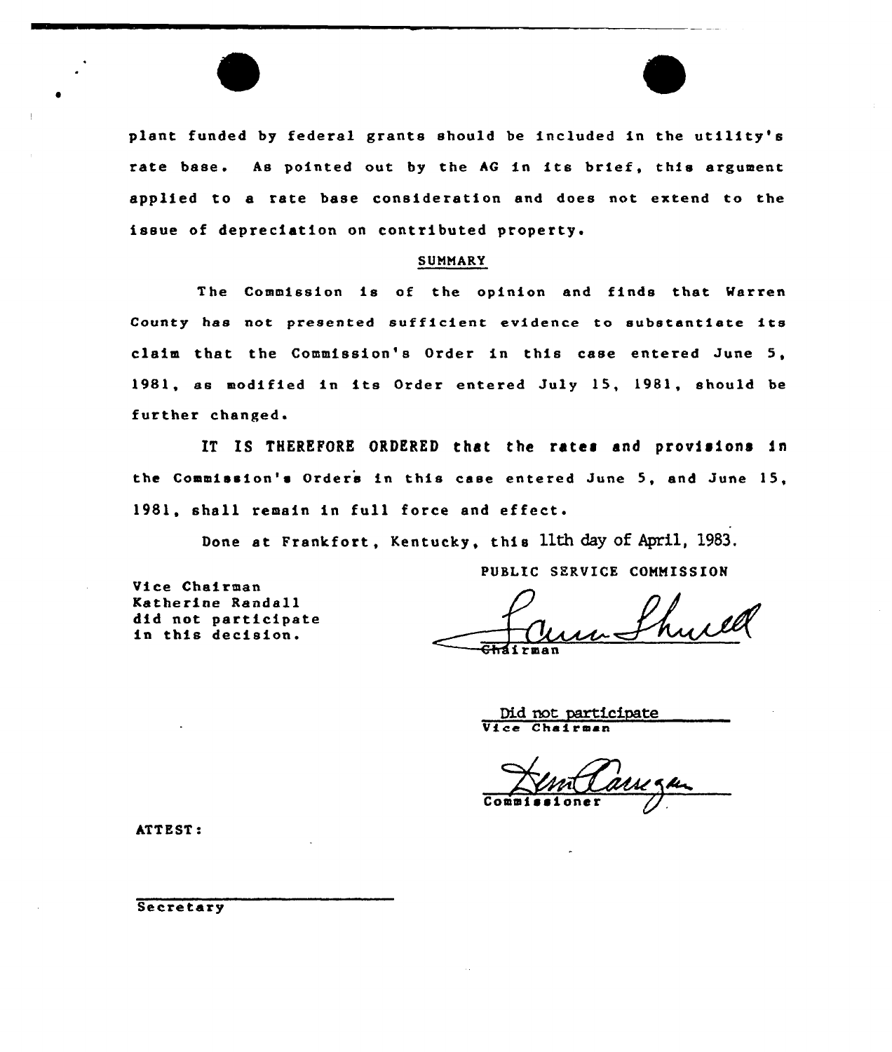plant funded by federal grants should be included in the utility's rate base. As pointed out by the AG in its brief, this argument applied to a rate base consideration and does not extend to the issue of depreciation on contributed property.

## SUMMARY

The Commission is of the opinion and finds that Warren County has not presented sufficient evidence to substantiate its claim that the Commission's Order in this case entered June 5, 1981, as modified in its Order entered July 15, 1981, should be further changed.

IT IS THEREFORE ORDERED that the rates and provisions in the Commission's Orders in this case entered June 5, and June 15, 1981, shall remain in full force and effect.

Done at Frankfort, Kentucky, this 11th day of April, 1983.

PUBLIC SERVICE COMMISSION

Vice Chairman Katherine Randall did not participate in this decision.

Chairman

Did not participate
Vice Chairman

Commissioner

ATTEST:

Secretary